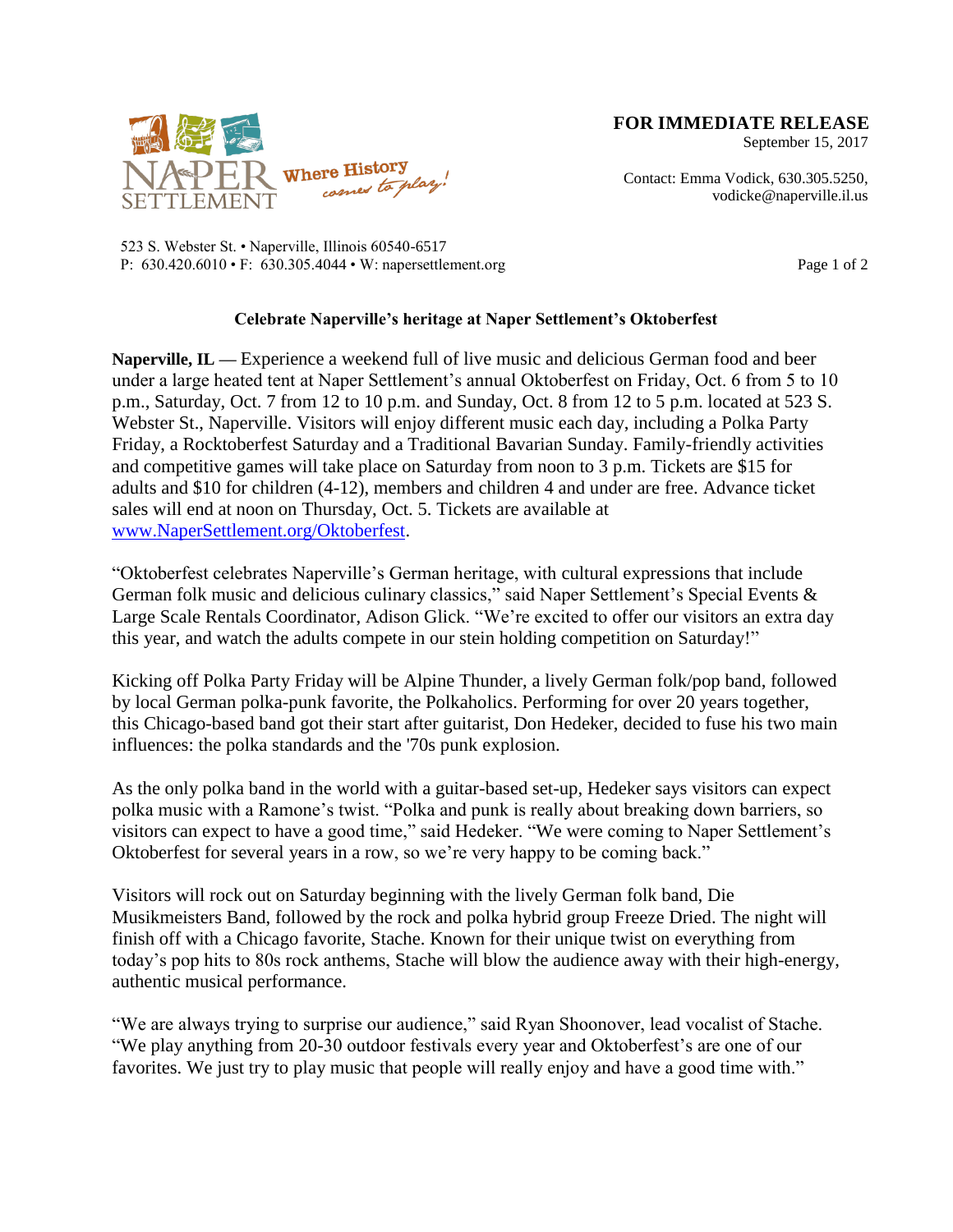NAPER SETTLEMENT — Where History comes to play!

**FOR IMMEDIATE RELEASE**
September 15, 2017

Contact: Emma Vodick, 630.305.5250, vodicke@naperville.il.us

523 S. Webster St. • Naperville, Illinois 60540-6517
P: 630.420.6010 • F: 630.305.4044 • W: napersettlement.org

**Celebrate Naperville's heritage at Naper Settlement's Oktoberfest**

**Naperville, IL —** Experience a weekend full of live music and delicious German food and beer under a large heated tent at Naper Settlement's annual Oktoberfest on Friday, Oct. 6 from 5 to 10 p.m., Saturday, Oct. 7 from 12 to 10 p.m. and Sunday, Oct. 8 from 12 to 5 p.m. located at 523 S. Webster St., Naperville. Visitors will enjoy different music each day, including a Polka Party Friday, a Rocktoberfest Saturday and a Traditional Bavarian Sunday. Family-friendly activities and competitive games will take place on Saturday from noon to 3 p.m. Tickets are $15 for adults and $10 for children (4-12), members and children 4 and under are free. Advance ticket sales will end at noon on Thursday, Oct. 5. Tickets are available at www.NaperSettlement.org/Oktoberfest.

"Oktoberfest celebrates Naperville's German heritage, with cultural expressions that include German folk music and delicious culinary classics," said Naper Settlement's Special Events & Large Scale Rentals Coordinator, Adison Glick. "We're excited to offer our visitors an extra day this year, and watch the adults compete in our stein holding competition on Saturday!"

Kicking off Polka Party Friday will be Alpine Thunder, a lively German folk/pop band, followed by local German polka-punk favorite, the Polkaholics. Performing for over 20 years together, this Chicago-based band got their start after guitarist, Don Hedeker, decided to fuse his two main influences: the polka standards and the '70s punk explosion.

As the only polka band in the world with a guitar-based set-up, Hedeker says visitors can expect polka music with a Ramone's twist. "Polka and punk is really about breaking down barriers, so visitors can expect to have a good time," said Hedeker. "We were coming to Naper Settlement's Oktoberfest for several years in a row, so we're very happy to be coming back."

Visitors will rock out on Saturday beginning with the lively German folk band, Die Musikmeisters Band, followed by the rock and polka hybrid group Freeze Dried. The night will finish off with a Chicago favorite, Stache. Known for their unique twist on everything from today's pop hits to 80s rock anthems, Stache will blow the audience away with their high-energy, authentic musical performance.

"We are always trying to surprise our audience," said Ryan Shoonover, lead vocalist of Stache. "We play anything from 20-30 outdoor festivals every year and Oktoberfest's are one of our favorites. We just try to play music that people will really enjoy and have a good time with."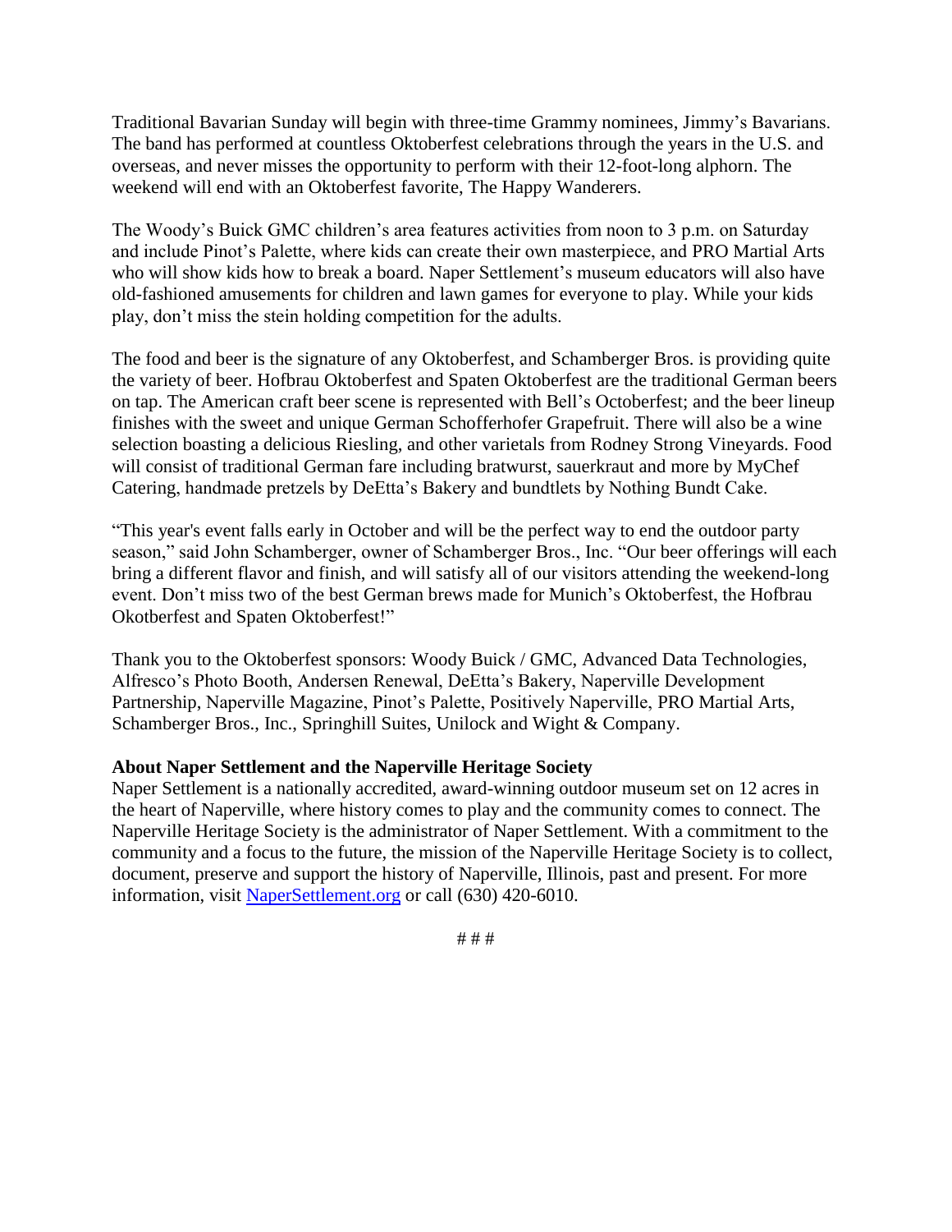Traditional Bavarian Sunday will begin with three-time Grammy nominees, Jimmy's Bavarians. The band has performed at countless Oktoberfest celebrations through the years in the U.S. and overseas, and never misses the opportunity to perform with their 12-foot-long alphorn. The weekend will end with an Oktoberfest favorite, The Happy Wanderers.

The Woody's Buick GMC children's area features activities from noon to 3 p.m. on Saturday and include Pinot's Palette, where kids can create their own masterpiece, and PRO Martial Arts who will show kids how to break a board. Naper Settlement's museum educators will also have old-fashioned amusements for children and lawn games for everyone to play. While your kids play, don't miss the stein holding competition for the adults.

The food and beer is the signature of any Oktoberfest, and Schamberger Bros. is providing quite the variety of beer. Hofbrau Oktoberfest and Spaten Oktoberfest are the traditional German beers on tap. The American craft beer scene is represented with Bell's Octoberfest; and the beer lineup finishes with the sweet and unique German Schofferhofer Grapefruit. There will also be a wine selection boasting a delicious Riesling, and other varietals from Rodney Strong Vineyards. Food will consist of traditional German fare including bratwurst, sauerkraut and more by MyChef Catering, handmade pretzels by DeEtta's Bakery and bundtlets by Nothing Bundt Cake.

"This year's event falls early in October and will be the perfect way to end the outdoor party season," said John Schamberger, owner of Schamberger Bros., Inc. "Our beer offerings will each bring a different flavor and finish, and will satisfy all of our visitors attending the weekend-long event. Don't miss two of the best German brews made for Munich's Oktoberfest, the Hofbrau Okotberfest and Spaten Oktoberfest!"

Thank you to the Oktoberfest sponsors: Woody Buick / GMC, Advanced Data Technologies, Alfresco's Photo Booth, Andersen Renewal, DeEtta's Bakery, Naperville Development Partnership, Naperville Magazine, Pinot's Palette, Positively Naperville, PRO Martial Arts, Schamberger Bros., Inc., Springhill Suites, Unilock and Wight & Company.

**About Naper Settlement and the Naperville Heritage Society**

Naper Settlement is a nationally accredited, award-winning outdoor museum set on 12 acres in the heart of Naperville, where history comes to play and the community comes to connect. The Naperville Heritage Society is the administrator of Naper Settlement. With a commitment to the community and a focus to the future, the mission of the Naperville Heritage Society is to collect, document, preserve and support the history of Naperville, Illinois, past and present. For more information, visit [NaperSettlement.org](http://NaperSettlement.org) or call (630) 420-6010.

# # #